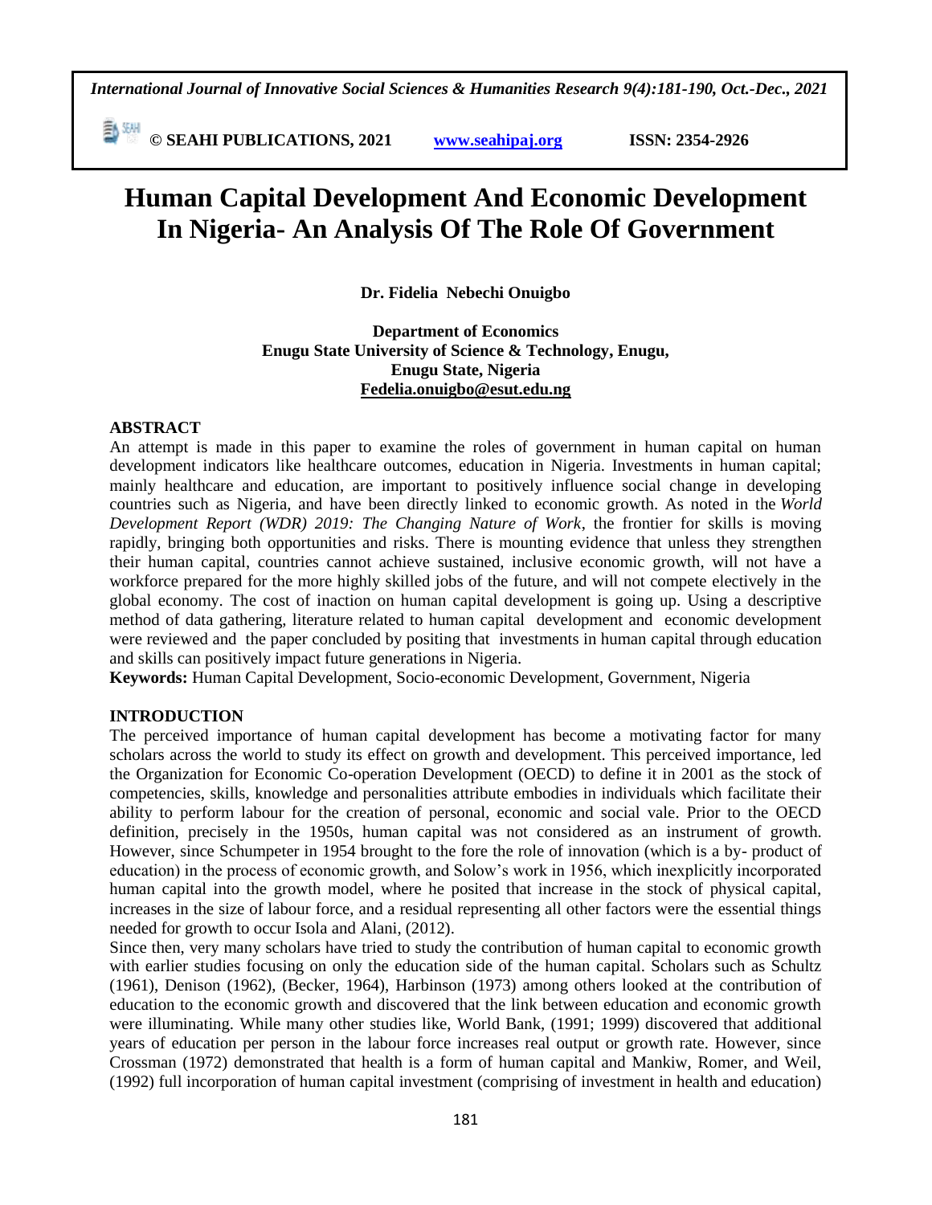# Human Capital Development And Economic Development In Nigeria- An Analysis Of The Role Of Government

**Dr. Fidelia Nebechi Onuigbo**

**Department of Economics**
**Enugu State University of Science & Technology, Enugu,**
**Enugu State, Nigeria**
**Fedelia.onuigbo@esut.edu.ng**

## ABSTRACT

An attempt is made in this paper to examine the roles of government in human capital on human development indicators like healthcare outcomes, education in Nigeria. Investments in human capital; mainly healthcare and education, are important to positively influence social change in developing countries such as Nigeria, and have been directly linked to economic growth. As noted in the *World Development Report (WDR) 2019: The Changing Nature of Work*, the frontier for skills is moving rapidly, bringing both opportunities and risks. There is mounting evidence that unless they strengthen their human capital, countries cannot achieve sustained, inclusive economic growth, will not have a workforce prepared for the more highly skilled jobs of the future, and will not compete electively in the global economy. The cost of inaction on human capital development is going up. Using a descriptive method of data gathering, literature related to human capital development and economic development were reviewed and the paper concluded by positing that investments in human capital through education and skills can positively impact future generations in Nigeria.

**Keywords:** Human Capital Development, Socio-economic Development, Government, Nigeria

## INTRODUCTION

The perceived importance of human capital development has become a motivating factor for many scholars across the world to study its effect on growth and development. This perceived importance, led the Organization for Economic Co-operation Development (OECD) to define it in 2001 as the stock of competencies, skills, knowledge and personalities attribute embodies in individuals which facilitate their ability to perform labour for the creation of personal, economic and social vale. Prior to the OECD definition, precisely in the 1950s, human capital was not considered as an instrument of growth. However, since Schumpeter in 1954 brought to the fore the role of innovation (which is a by- product of education) in the process of economic growth, and Solow's work in 1956, which inexplicitly incorporated human capital into the growth model, where he posited that increase in the stock of physical capital, increases in the size of labour force, and a residual representing all other factors were the essential things needed for growth to occur Isola and Alani, (2012).

Since then, very many scholars have tried to study the contribution of human capital to economic growth with earlier studies focusing on only the education side of the human capital. Scholars such as Schultz (1961), Denison (1962), (Becker, 1964), Harbinson (1973) among others looked at the contribution of education to the economic growth and discovered that the link between education and economic growth were illuminating. While many other studies like, World Bank, (1991; 1999) discovered that additional years of education per person in the labour force increases real output or growth rate. However, since Crossman (1972) demonstrated that health is a form of human capital and Mankiw, Romer, and Weil, (1992) full incorporation of human capital investment (comprising of investment in health and education)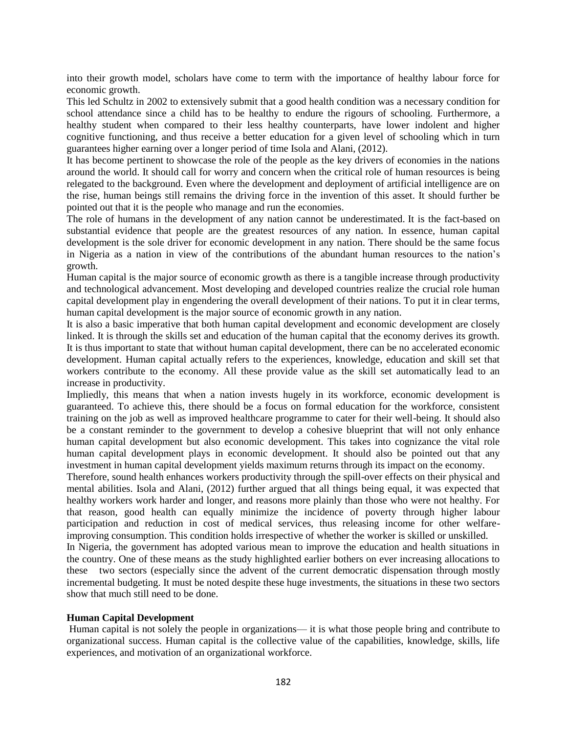into their growth model, scholars have come to term with the importance of healthy labour force for economic growth.

This led Schultz in 2002 to extensively submit that a good health condition was a necessary condition for school attendance since a child has to be healthy to endure the rigours of schooling. Furthermore, a healthy student when compared to their less healthy counterparts, have lower indolent and higher cognitive functioning, and thus receive a better education for a given level of schooling which in turn guarantees higher earning over a longer period of time Isola and Alani, (2012).

It has become pertinent to showcase the role of the people as the key drivers of economies in the nations around the world. It should call for worry and concern when the critical role of human resources is being relegated to the background. Even where the development and deployment of artificial intelligence are on the rise, human beings still remains the driving force in the invention of this asset. It should further be pointed out that it is the people who manage and run the economies.

The role of humans in the development of any nation cannot be underestimated. It is the fact-based on substantial evidence that people are the greatest resources of any nation. In essence, human capital development is the sole driver for economic development in any nation. There should be the same focus in Nigeria as a nation in view of the contributions of the abundant human resources to the nation's growth.

Human capital is the major source of economic growth as there is a tangible increase through productivity and technological advancement. Most developing and developed countries realize the crucial role human capital development play in engendering the overall development of their nations. To put it in clear terms, human capital development is the major source of economic growth in any nation.

It is also a basic imperative that both human capital development and economic development are closely linked. It is through the skills set and education of the human capital that the economy derives its growth. It is thus important to state that without human capital development, there can be no accelerated economic development. Human capital actually refers to the experiences, knowledge, education and skill set that workers contribute to the economy. All these provide value as the skill set automatically lead to an increase in productivity.

Impliedly, this means that when a nation invests hugely in its workforce, economic development is guaranteed. To achieve this, there should be a focus on formal education for the workforce, consistent training on the job as well as improved healthcare programme to cater for their well-being. It should also be a constant reminder to the government to develop a cohesive blueprint that will not only enhance human capital development but also economic development. This takes into cognizance the vital role human capital development plays in economic development. It should also be pointed out that any investment in human capital development yields maximum returns through its impact on the economy.

Therefore, sound health enhances workers productivity through the spill-over effects on their physical and mental abilities. Isola and Alani, (2012) further argued that all things being equal, it was expected that healthy workers work harder and longer, and reasons more plainly than those who were not healthy. For that reason, good health can equally minimize the incidence of poverty through higher labour participation and reduction in cost of medical services, thus releasing income for other welfare-improving consumption. This condition holds irrespective of whether the worker is skilled or unskilled.

In Nigeria, the government has adopted various mean to improve the education and health situations in the country. One of these means as the study highlighted earlier bothers on ever increasing allocations to these two sectors (especially since the advent of the current democratic dispensation through mostly incremental budgeting. It must be noted despite these huge investments, the situations in these two sectors show that much still need to be done.

### Human Capital Development

Human capital is not solely the people in organizations— it is what those people bring and contribute to organizational success. Human capital is the collective value of the capabilities, knowledge, skills, life experiences, and motivation of an organizational workforce.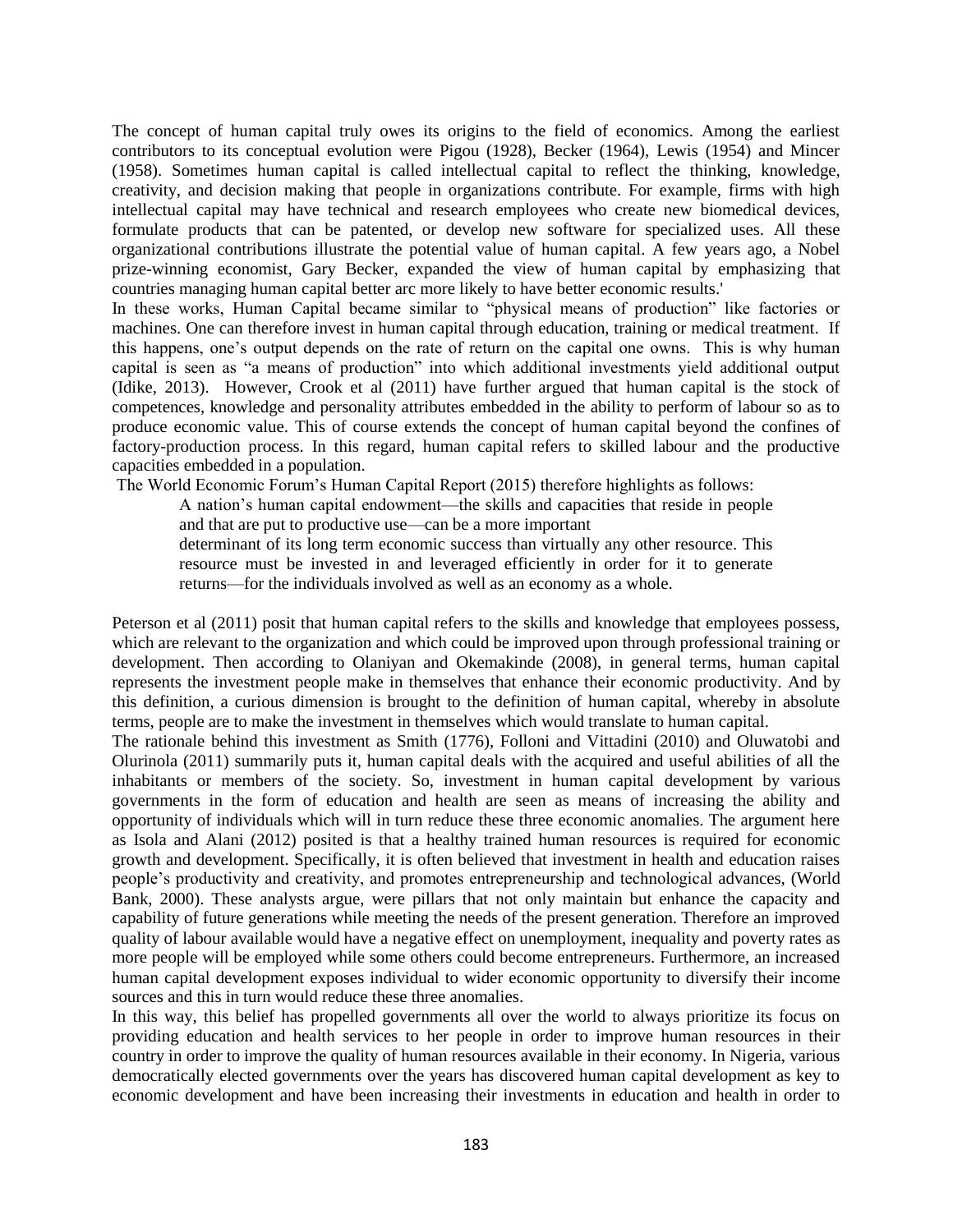The concept of human capital truly owes its origins to the field of economics. Among the earliest contributors to its conceptual evolution were Pigou (1928), Becker (1964), Lewis (1954) and Mincer (1958). Sometimes human capital is called intellectual capital to reflect the thinking, knowledge, creativity, and decision making that people in organizations contribute. For example, firms with high intellectual capital may have technical and research employees who create new biomedical devices, formulate products that can be patented, or develop new software for specialized uses. All these organizational contributions illustrate the potential value of human capital. A few years ago, a Nobel prize-winning economist, Gary Becker, expanded the view of human capital by emphasizing that countries managing human capital better arc more likely to have better economic results.'

In these works, Human Capital became similar to "physical means of production" like factories or machines. One can therefore invest in human capital through education, training or medical treatment. If this happens, one's output depends on the rate of return on the capital one owns. This is why human capital is seen as "a means of production" into which additional investments yield additional output (Idike, 2013). However, Crook et al (2011) have further argued that human capital is the stock of competences, knowledge and personality attributes embedded in the ability to perform of labour so as to produce economic value. This of course extends the concept of human capital beyond the confines of factory-production process. In this regard, human capital refers to skilled labour and the productive capacities embedded in a population.

The World Economic Forum's Human Capital Report (2015) therefore highlights as follows:

> A nation's human capital endowment—the skills and capacities that reside in people and that are put to productive use—can be a more important determinant of its long term economic success than virtually any other resource. This resource must be invested in and leveraged efficiently in order for it to generate returns—for the individuals involved as well as an economy as a whole.

Peterson et al (2011) posit that human capital refers to the skills and knowledge that employees possess, which are relevant to the organization and which could be improved upon through professional training or development. Then according to Olaniyan and Okemakinde (2008), in general terms, human capital represents the investment people make in themselves that enhance their economic productivity. And by this definition, a curious dimension is brought to the definition of human capital, whereby in absolute terms, people are to make the investment in themselves which would translate to human capital.

The rationale behind this investment as Smith (1776), Folloni and Vittadini (2010) and Oluwatobi and Olurinola (2011) summarily puts it, human capital deals with the acquired and useful abilities of all the inhabitants or members of the society. So, investment in human capital development by various governments in the form of education and health are seen as means of increasing the ability and opportunity of individuals which will in turn reduce these three economic anomalies. The argument here as Isola and Alani (2012) posited is that a healthy trained human resources is required for economic growth and development. Specifically, it is often believed that investment in health and education raises people's productivity and creativity, and promotes entrepreneurship and technological advances, (World Bank, 2000). These analysts argue, were pillars that not only maintain but enhance the capacity and capability of future generations while meeting the needs of the present generation. Therefore an improved quality of labour available would have a negative effect on unemployment, inequality and poverty rates as more people will be employed while some others could become entrepreneurs. Furthermore, an increased human capital development exposes individual to wider economic opportunity to diversify their income sources and this in turn would reduce these three anomalies.

In this way, this belief has propelled governments all over the world to always prioritize its focus on providing education and health services to her people in order to improve human resources in their country in order to improve the quality of human resources available in their economy. In Nigeria, various democratically elected governments over the years has discovered human capital development as key to economic development and have been increasing their investments in education and health in order to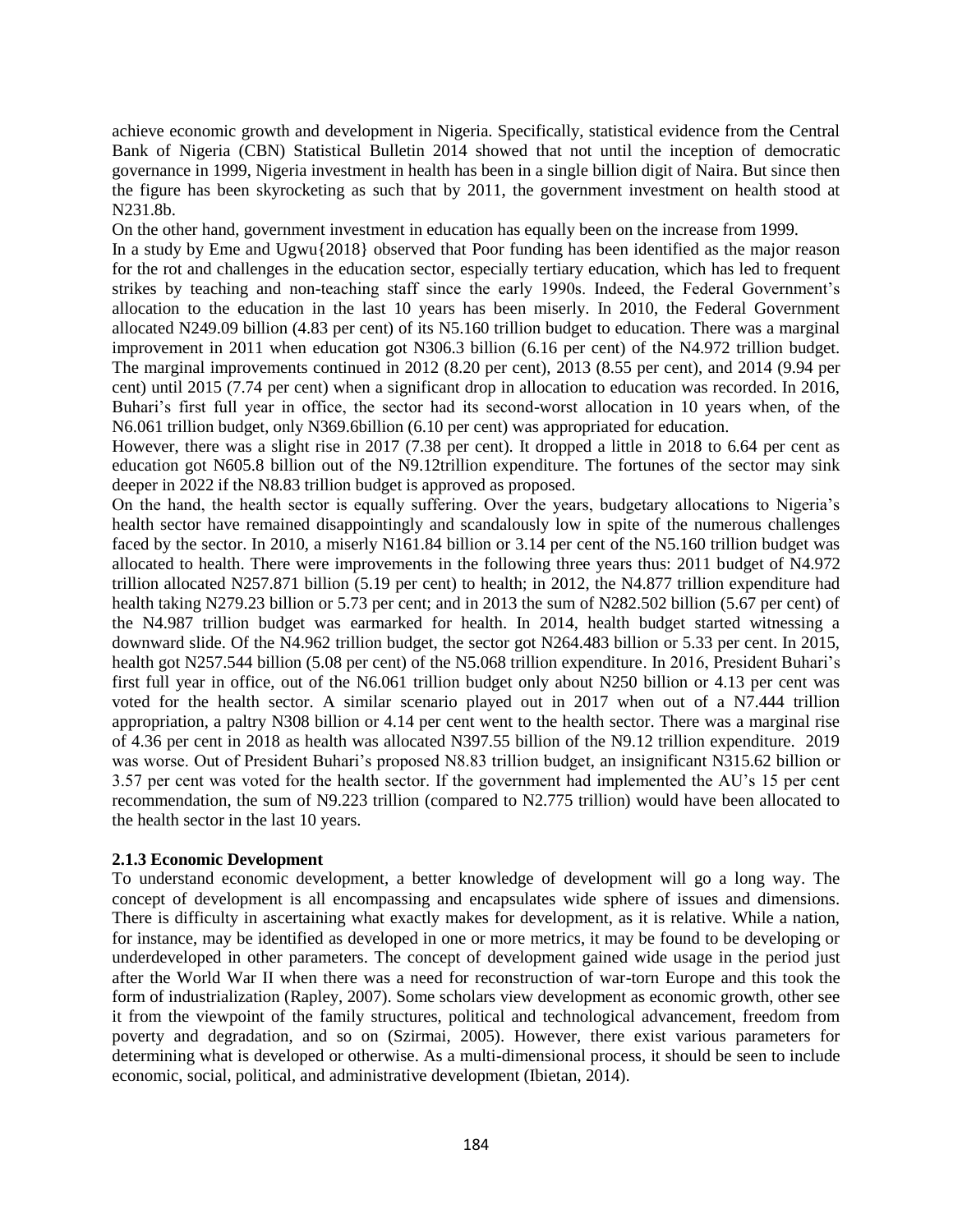achieve economic growth and development in Nigeria. Specifically, statistical evidence from the Central Bank of Nigeria (CBN) Statistical Bulletin 2014 showed that not until the inception of democratic governance in 1999, Nigeria investment in health has been in a single billion digit of Naira. But since then the figure has been skyrocketing as such that by 2011, the government investment on health stood at N231.8b.

On the other hand, government investment in education has equally been on the increase from 1999.

In a study by Eme and Ugwu{2018} observed that Poor funding has been identified as the major reason for the rot and challenges in the education sector, especially tertiary education, which has led to frequent strikes by teaching and non-teaching staff since the early 1990s. Indeed, the Federal Government's allocation to the education in the last 10 years has been miserly. In 2010, the Federal Government allocated N249.09 billion (4.83 per cent) of its N5.160 trillion budget to education. There was a marginal improvement in 2011 when education got N306.3 billion (6.16 per cent) of the N4.972 trillion budget. The marginal improvements continued in 2012 (8.20 per cent), 2013 (8.55 per cent), and 2014 (9.94 per cent) until 2015 (7.74 per cent) when a significant drop in allocation to education was recorded. In 2016, Buhari's first full year in office, the sector had its second-worst allocation in 10 years when, of the N6.061 trillion budget, only N369.6billion (6.10 per cent) was appropriated for education.

However, there was a slight rise in 2017 (7.38 per cent). It dropped a little in 2018 to 6.64 per cent as education got N605.8 billion out of the N9.12trillion expenditure. The fortunes of the sector may sink deeper in 2022 if the N8.83 trillion budget is approved as proposed.

On the hand, the health sector is equally suffering. Over the years, budgetary allocations to Nigeria's health sector have remained disappointingly and scandalously low in spite of the numerous challenges faced by the sector. In 2010, a miserly N161.84 billion or 3.14 per cent of the N5.160 trillion budget was allocated to health. There were improvements in the following three years thus: 2011 budget of N4.972 trillion allocated N257.871 billion (5.19 per cent) to health; in 2012, the N4.877 trillion expenditure had health taking N279.23 billion or 5.73 per cent; and in 2013 the sum of N282.502 billion (5.67 per cent) of the N4.987 trillion budget was earmarked for health. In 2014, health budget started witnessing a downward slide. Of the N4.962 trillion budget, the sector got N264.483 billion or 5.33 per cent. In 2015, health got N257.544 billion (5.08 per cent) of the N5.068 trillion expenditure. In 2016, President Buhari's first full year in office, out of the N6.061 trillion budget only about N250 billion or 4.13 per cent was voted for the health sector. A similar scenario played out in 2017 when out of a N7.444 trillion appropriation, a paltry N308 billion or 4.14 per cent went to the health sector. There was a marginal rise of 4.36 per cent in 2018 as health was allocated N397.55 billion of the N9.12 trillion expenditure. 2019 was worse. Out of President Buhari's proposed N8.83 trillion budget, an insignificant N315.62 billion or 3.57 per cent was voted for the health sector. If the government had implemented the AU's 15 per cent recommendation, the sum of N9.223 trillion (compared to N2.775 trillion) would have been allocated to the health sector in the last 10 years.

### 2.1.3 Economic Development

To understand economic development, a better knowledge of development will go a long way. The concept of development is all encompassing and encapsulates wide sphere of issues and dimensions. There is difficulty in ascertaining what exactly makes for development, as it is relative. While a nation, for instance, may be identified as developed in one or more metrics, it may be found to be developing or underdeveloped in other parameters. The concept of development gained wide usage in the period just after the World War II when there was a need for reconstruction of war-torn Europe and this took the form of industrialization (Rapley, 2007). Some scholars view development as economic growth, other see it from the viewpoint of the family structures, political and technological advancement, freedom from poverty and degradation, and so on (Szirmai, 2005). However, there exist various parameters for determining what is developed or otherwise. As a multi-dimensional process, it should be seen to include economic, social, political, and administrative development (Ibietan, 2014).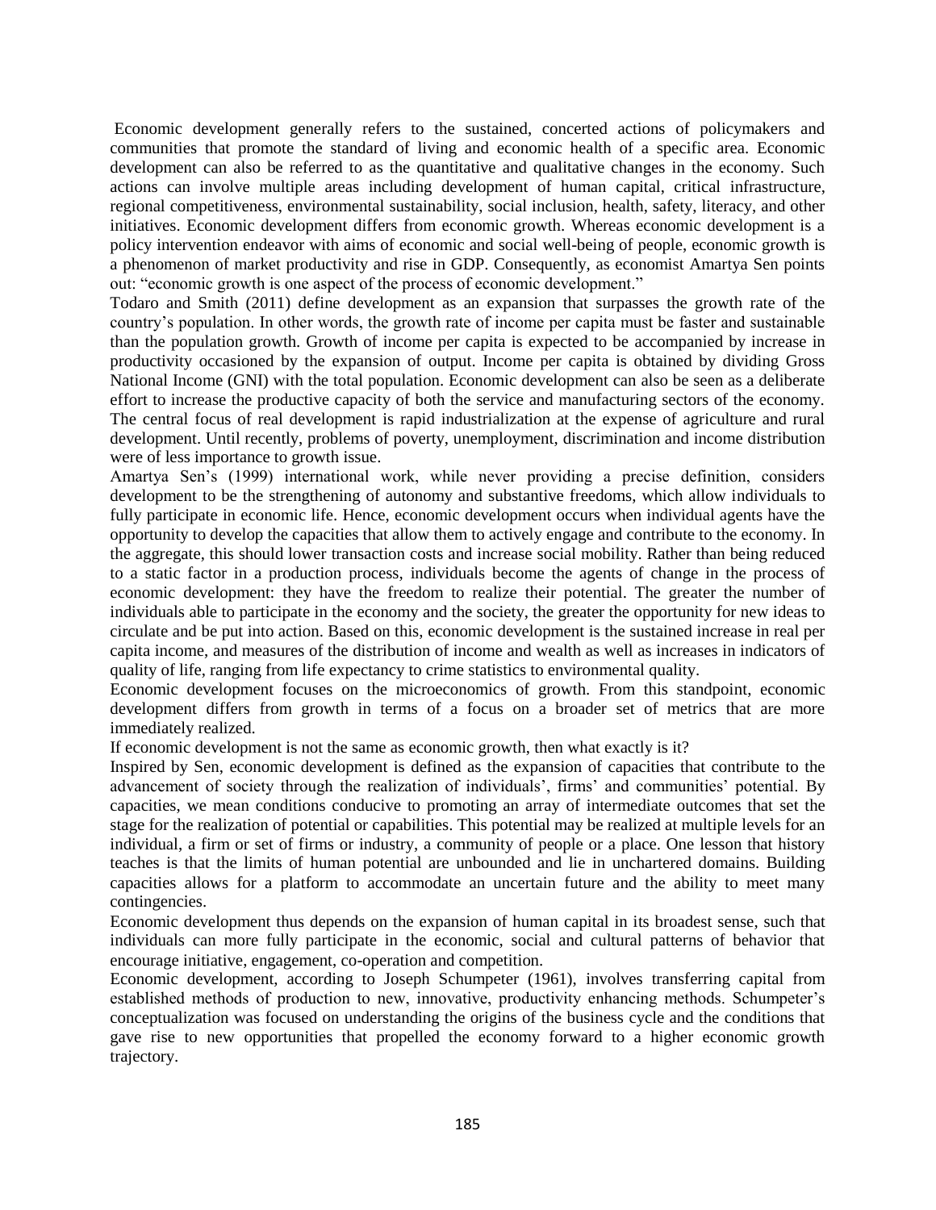Economic development generally refers to the sustained, concerted actions of policymakers and communities that promote the standard of living and economic health of a specific area. Economic development can also be referred to as the quantitative and qualitative changes in the economy. Such actions can involve multiple areas including development of human capital, critical infrastructure, regional competitiveness, environmental sustainability, social inclusion, health, safety, literacy, and other initiatives. Economic development differs from economic growth. Whereas economic development is a policy intervention endeavor with aims of economic and social well-being of people, economic growth is a phenomenon of market productivity and rise in GDP. Consequently, as economist Amartya Sen points out: "economic growth is one aspect of the process of economic development."

Todaro and Smith (2011) define development as an expansion that surpasses the growth rate of the country's population. In other words, the growth rate of income per capita must be faster and sustainable than the population growth. Growth of income per capita is expected to be accompanied by increase in productivity occasioned by the expansion of output. Income per capita is obtained by dividing Gross National Income (GNI) with the total population. Economic development can also be seen as a deliberate effort to increase the productive capacity of both the service and manufacturing sectors of the economy. The central focus of real development is rapid industrialization at the expense of agriculture and rural development. Until recently, problems of poverty, unemployment, discrimination and income distribution were of less importance to growth issue.

Amartya Sen's (1999) international work, while never providing a precise definition, considers development to be the strengthening of autonomy and substantive freedoms, which allow individuals to fully participate in economic life. Hence, economic development occurs when individual agents have the opportunity to develop the capacities that allow them to actively engage and contribute to the economy. In the aggregate, this should lower transaction costs and increase social mobility. Rather than being reduced to a static factor in a production process, individuals become the agents of change in the process of economic development: they have the freedom to realize their potential. The greater the number of individuals able to participate in the economy and the society, the greater the opportunity for new ideas to circulate and be put into action. Based on this, economic development is the sustained increase in real per capita income, and measures of the distribution of income and wealth as well as increases in indicators of quality of life, ranging from life expectancy to crime statistics to environmental quality.

Economic development focuses on the microeconomics of growth. From this standpoint, economic development differs from growth in terms of a focus on a broader set of metrics that are more immediately realized.

If economic development is not the same as economic growth, then what exactly is it?

Inspired by Sen, economic development is defined as the expansion of capacities that contribute to the advancement of society through the realization of individuals', firms' and communities' potential. By capacities, we mean conditions conducive to promoting an array of intermediate outcomes that set the stage for the realization of potential or capabilities. This potential may be realized at multiple levels for an individual, a firm or set of firms or industry, a community of people or a place. One lesson that history teaches is that the limits of human potential are unbounded and lie in unchartered domains. Building capacities allows for a platform to accommodate an uncertain future and the ability to meet many contingencies.

Economic development thus depends on the expansion of human capital in its broadest sense, such that individuals can more fully participate in the economic, social and cultural patterns of behavior that encourage initiative, engagement, co-operation and competition.

Economic development, according to Joseph Schumpeter (1961), involves transferring capital from established methods of production to new, innovative, productivity enhancing methods. Schumpeter's conceptualization was focused on understanding the origins of the business cycle and the conditions that gave rise to new opportunities that propelled the economy forward to a higher economic growth trajectory.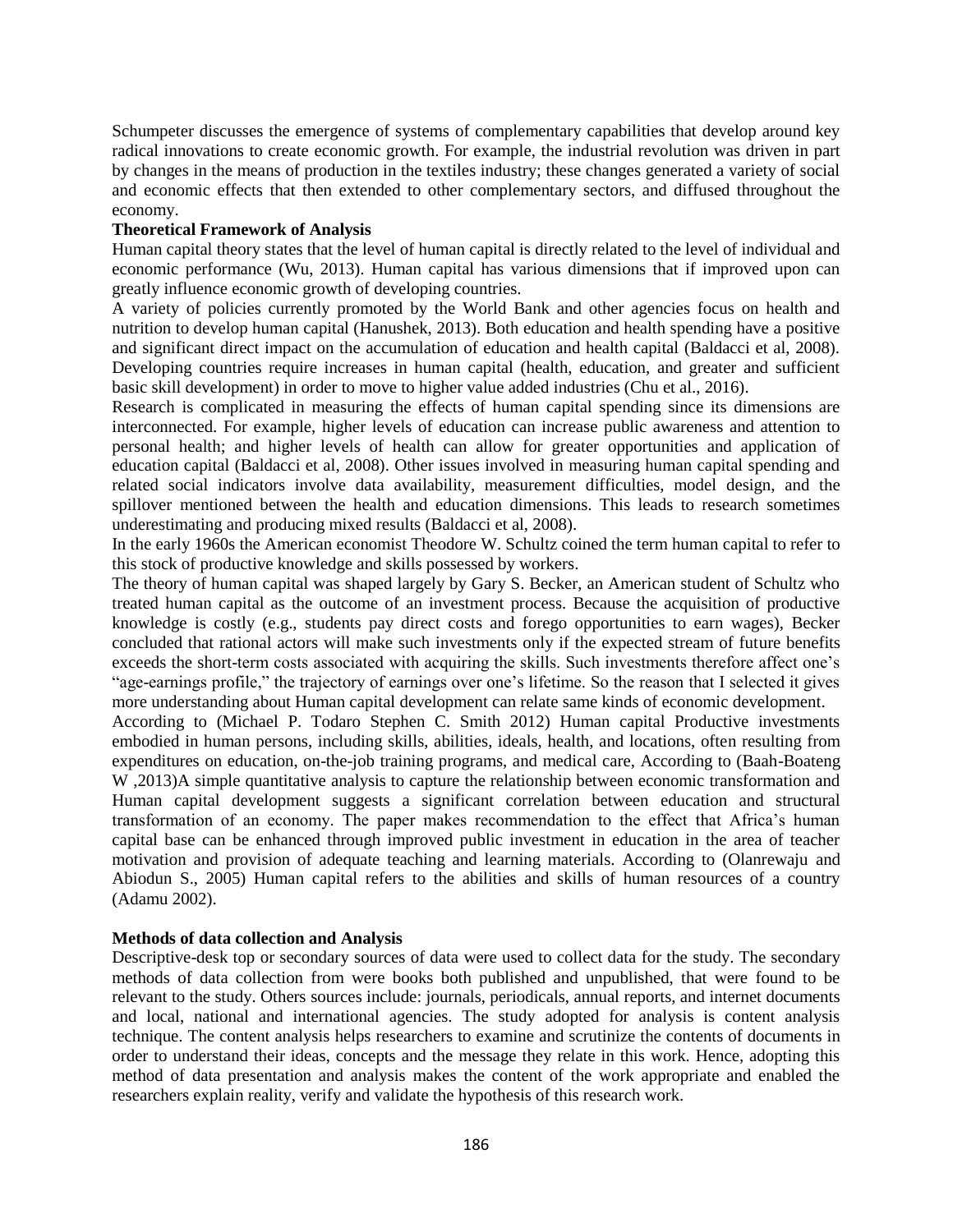Schumpeter discusses the emergence of systems of complementary capabilities that develop around key radical innovations to create economic growth. For example, the industrial revolution was driven in part by changes in the means of production in the textiles industry; these changes generated a variety of social and economic effects that then extended to other complementary sectors, and diffused throughout the economy.

**Theoretical Framework of Analysis**

Human capital theory states that the level of human capital is directly related to the level of individual and economic performance (Wu, 2013). Human capital has various dimensions that if improved upon can greatly influence economic growth of developing countries.

A variety of policies currently promoted by the World Bank and other agencies focus on health and nutrition to develop human capital (Hanushek, 2013). Both education and health spending have a positive and significant direct impact on the accumulation of education and health capital (Baldacci et al, 2008). Developing countries require increases in human capital (health, education, and greater and sufficient basic skill development) in order to move to higher value added industries (Chu et al., 2016).

Research is complicated in measuring the effects of human capital spending since its dimensions are interconnected. For example, higher levels of education can increase public awareness and attention to personal health; and higher levels of health can allow for greater opportunities and application of education capital (Baldacci et al, 2008). Other issues involved in measuring human capital spending and related social indicators involve data availability, measurement difficulties, model design, and the spillover mentioned between the health and education dimensions. This leads to research sometimes underestimating and producing mixed results (Baldacci et al, 2008).

In the early 1960s the American economist Theodore W. Schultz coined the term human capital to refer to this stock of productive knowledge and skills possessed by workers.

The theory of human capital was shaped largely by Gary S. Becker, an American student of Schultz who treated human capital as the outcome of an investment process. Because the acquisition of productive knowledge is costly (e.g., students pay direct costs and forego opportunities to earn wages), Becker concluded that rational actors will make such investments only if the expected stream of future benefits exceeds the short-term costs associated with acquiring the skills. Such investments therefore affect one's "age-earnings profile," the trajectory of earnings over one's lifetime. So the reason that I selected it gives more understanding about Human capital development can relate same kinds of economic development.

According to (Michael P. Todaro Stephen C. Smith 2012) Human capital Productive investments embodied in human persons, including skills, abilities, ideals, health, and locations, often resulting from expenditures on education, on-the-job training programs, and medical care, According to (Baah-Boateng W ,2013)A simple quantitative analysis to capture the relationship between economic transformation and Human capital development suggests a significant correlation between education and structural transformation of an economy. The paper makes recommendation to the effect that Africa's human capital base can be enhanced through improved public investment in education in the area of teacher motivation and provision of adequate teaching and learning materials. According to (Olanrewaju and Abiodun S., 2005) Human capital refers to the abilities and skills of human resources of a country (Adamu 2002).

**Methods of data collection and Analysis**

Descriptive-desk top or secondary sources of data were used to collect data for the study. The secondary methods of data collection from were books both published and unpublished, that were found to be relevant to the study. Others sources include: journals, periodicals, annual reports, and internet documents and local, national and international agencies. The study adopted for analysis is content analysis technique. The content analysis helps researchers to examine and scrutinize the contents of documents in order to understand their ideas, concepts and the message they relate in this work. Hence, adopting this method of data presentation and analysis makes the content of the work appropriate and enabled the researchers explain reality, verify and validate the hypothesis of this research work.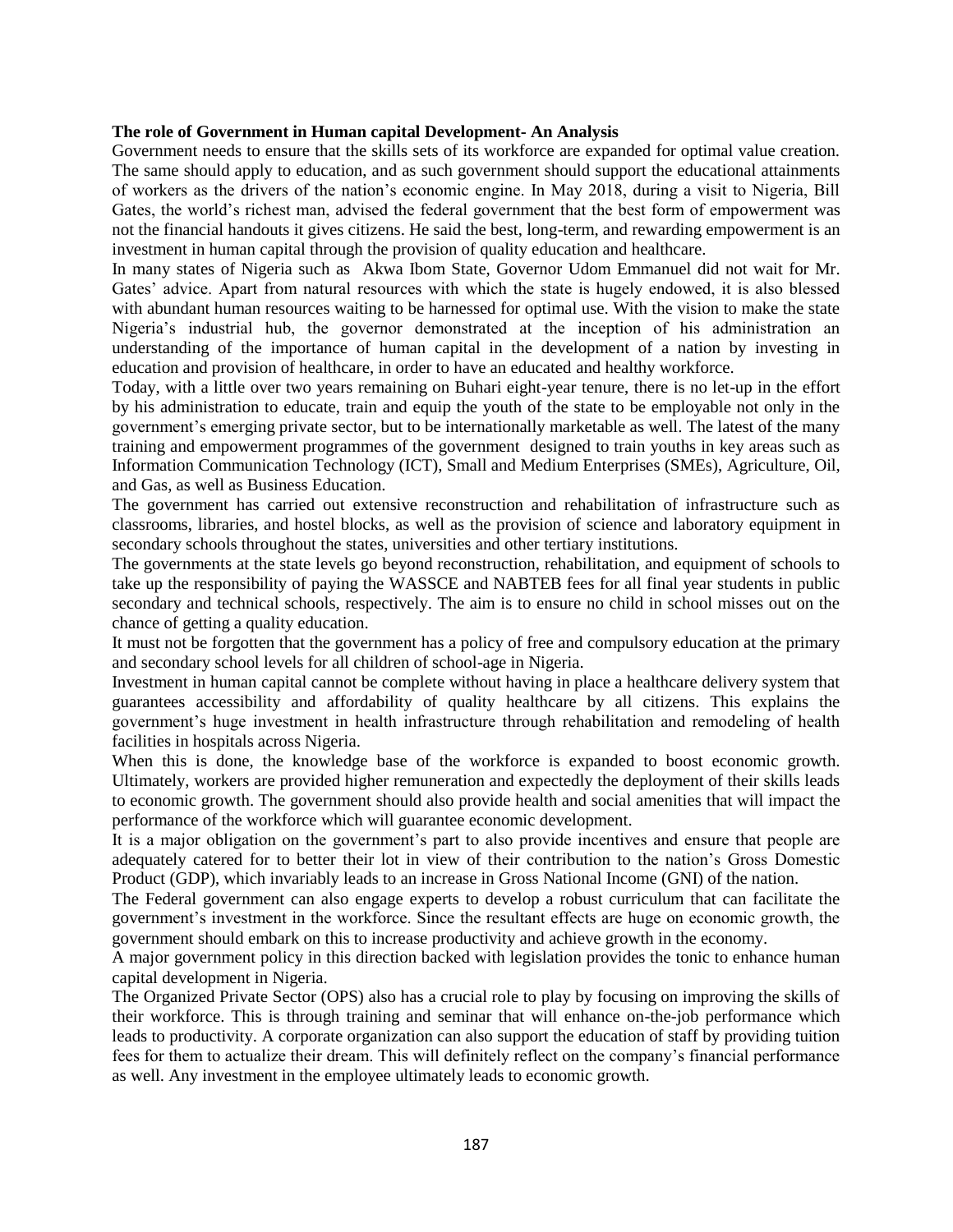**The role of Government in Human capital Development- An Analysis**

Government needs to ensure that the skills sets of its workforce are expanded for optimal value creation. The same should apply to education, and as such government should support the educational attainments of workers as the drivers of the nation's economic engine. In May 2018, during a visit to Nigeria, Bill Gates, the world's richest man, advised the federal government that the best form of empowerment was not the financial handouts it gives citizens. He said the best, long-term, and rewarding empowerment is an investment in human capital through the provision of quality education and healthcare.

In many states of Nigeria such as Akwa Ibom State, Governor Udom Emmanuel did not wait for Mr. Gates' advice. Apart from natural resources with which the state is hugely endowed, it is also blessed with abundant human resources waiting to be harnessed for optimal use. With the vision to make the state Nigeria's industrial hub, the governor demonstrated at the inception of his administration an understanding of the importance of human capital in the development of a nation by investing in education and provision of healthcare, in order to have an educated and healthy workforce.

Today, with a little over two years remaining on Buhari eight-year tenure, there is no let-up in the effort by his administration to educate, train and equip the youth of the state to be employable not only in the government's emerging private sector, but to be internationally marketable as well. The latest of the many training and empowerment programmes of the government designed to train youths in key areas such as Information Communication Technology (ICT), Small and Medium Enterprises (SMEs), Agriculture, Oil, and Gas, as well as Business Education.

The government has carried out extensive reconstruction and rehabilitation of infrastructure such as classrooms, libraries, and hostel blocks, as well as the provision of science and laboratory equipment in secondary schools throughout the states, universities and other tertiary institutions.

The governments at the state levels go beyond reconstruction, rehabilitation, and equipment of schools to take up the responsibility of paying the WASSCE and NABTEB fees for all final year students in public secondary and technical schools, respectively. The aim is to ensure no child in school misses out on the chance of getting a quality education.

It must not be forgotten that the government has a policy of free and compulsory education at the primary and secondary school levels for all children of school-age in Nigeria.

Investment in human capital cannot be complete without having in place a healthcare delivery system that guarantees accessibility and affordability of quality healthcare by all citizens. This explains the government's huge investment in health infrastructure through rehabilitation and remodeling of health facilities in hospitals across Nigeria.

When this is done, the knowledge base of the workforce is expanded to boost economic growth. Ultimately, workers are provided higher remuneration and expectedly the deployment of their skills leads to economic growth. The government should also provide health and social amenities that will impact the performance of the workforce which will guarantee economic development.

It is a major obligation on the government's part to also provide incentives and ensure that people are adequately catered for to better their lot in view of their contribution to the nation's Gross Domestic Product (GDP), which invariably leads to an increase in Gross National Income (GNI) of the nation.

The Federal government can also engage experts to develop a robust curriculum that can facilitate the government's investment in the workforce. Since the resultant effects are huge on economic growth, the government should embark on this to increase productivity and achieve growth in the economy.

A major government policy in this direction backed with legislation provides the tonic to enhance human capital development in Nigeria.

The Organized Private Sector (OPS) also has a crucial role to play by focusing on improving the skills of their workforce. This is through training and seminar that will enhance on-the-job performance which leads to productivity. A corporate organization can also support the education of staff by providing tuition fees for them to actualize their dream. This will definitely reflect on the company's financial performance as well. Any investment in the employee ultimately leads to economic growth.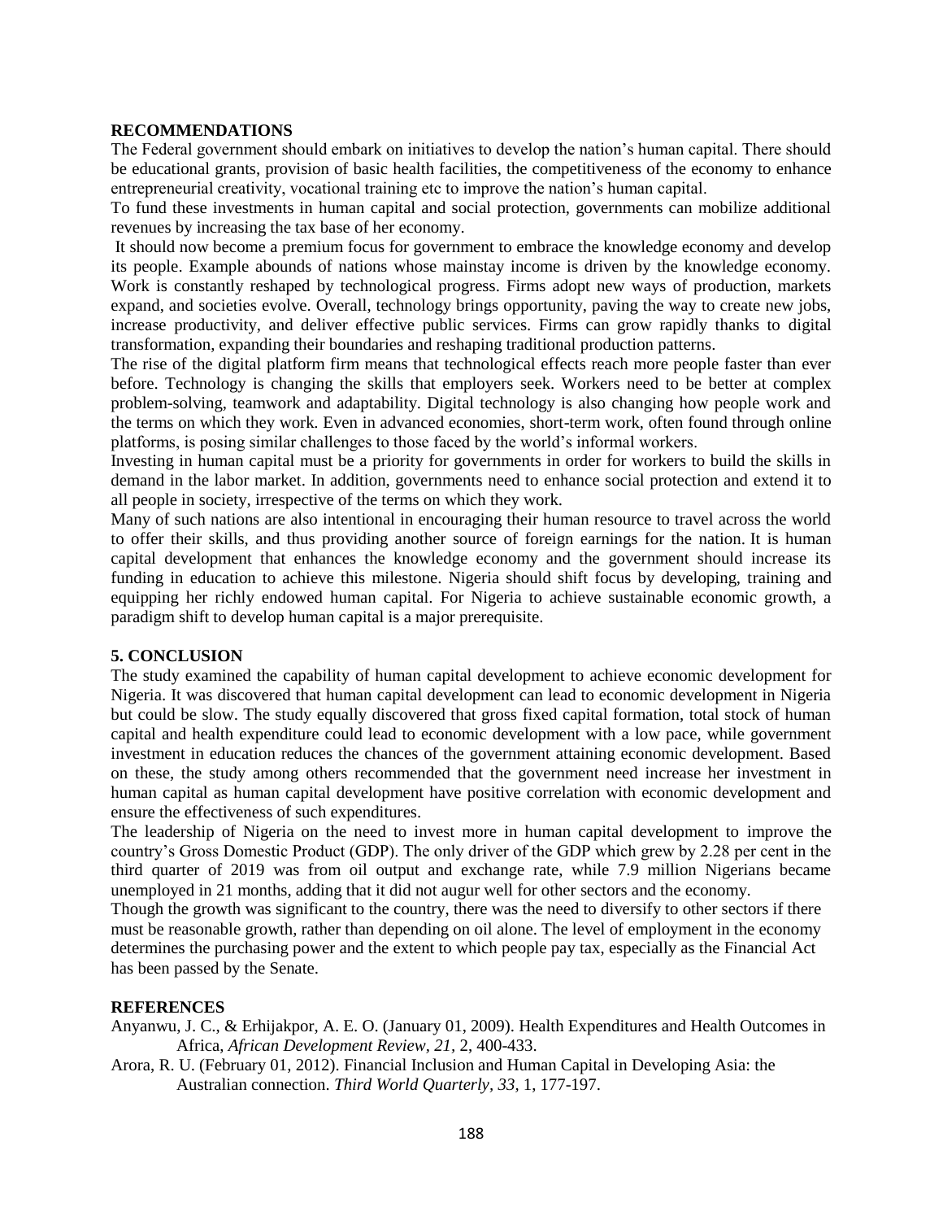## RECOMMENDATIONS

The Federal government should embark on initiatives to develop the nation's human capital. There should be educational grants, provision of basic health facilities, the competitiveness of the economy to enhance entrepreneurial creativity, vocational training etc to improve the nation's human capital.

To fund these investments in human capital and social protection, governments can mobilize additional revenues by increasing the tax base of her economy.

It should now become a premium focus for government to embrace the knowledge economy and develop its people. Example abounds of nations whose mainstay income is driven by the knowledge economy. Work is constantly reshaped by technological progress. Firms adopt new ways of production, markets expand, and societies evolve. Overall, technology brings opportunity, paving the way to create new jobs, increase productivity, and deliver effective public services. Firms can grow rapidly thanks to digital transformation, expanding their boundaries and reshaping traditional production patterns.

The rise of the digital platform firm means that technological effects reach more people faster than ever before. Technology is changing the skills that employers seek. Workers need to be better at complex problem-solving, teamwork and adaptability. Digital technology is also changing how people work and the terms on which they work. Even in advanced economies, short-term work, often found through online platforms, is posing similar challenges to those faced by the world's informal workers.

Investing in human capital must be a priority for governments in order for workers to build the skills in demand in the labor market. In addition, governments need to enhance social protection and extend it to all people in society, irrespective of the terms on which they work.

Many of such nations are also intentional in encouraging their human resource to travel across the world to offer their skills, and thus providing another source of foreign earnings for the nation. It is human capital development that enhances the knowledge economy and the government should increase its funding in education to achieve this milestone. Nigeria should shift focus by developing, training and equipping her richly endowed human capital. For Nigeria to achieve sustainable economic growth, a paradigm shift to develop human capital is a major prerequisite.

## 5. CONCLUSION

The study examined the capability of human capital development to achieve economic development for Nigeria. It was discovered that human capital development can lead to economic development in Nigeria but could be slow. The study equally discovered that gross fixed capital formation, total stock of human capital and health expenditure could lead to economic development with a low pace, while government investment in education reduces the chances of the government attaining economic development. Based on these, the study among others recommended that the government need increase her investment in human capital as human capital development have positive correlation with economic development and ensure the effectiveness of such expenditures.

The leadership of Nigeria on the need to invest more in human capital development to improve the country's Gross Domestic Product (GDP). The only driver of the GDP which grew by 2.28 per cent in the third quarter of 2019 was from oil output and exchange rate, while 7.9 million Nigerians became unemployed in 21 months, adding that it did not augur well for other sectors and the economy.

Though the growth was significant to the country, there was the need to diversify to other sectors if there must be reasonable growth, rather than depending on oil alone. The level of employment in the economy determines the purchasing power and the extent to which people pay tax, especially as the Financial Act has been passed by the Senate.

## REFERENCES

Anyanwu, J. C., & Erhijakpor, A. E. O. (January 01, 2009). Health Expenditures and Health Outcomes in Africa, *African Development Review, 21*, 2, 400-433.

Arora, R. U. (February 01, 2012). Financial Inclusion and Human Capital in Developing Asia: the Australian connection. *Third World Quarterly, 33*, 1, 177-197.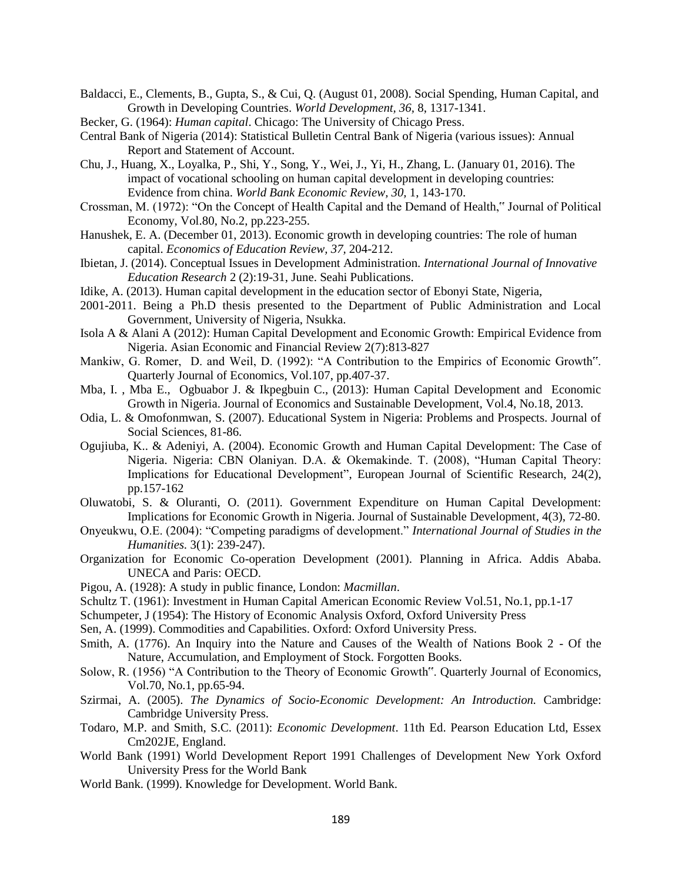Baldacci, E., Clements, B., Gupta, S., & Cui, Q. (August 01, 2008). Social Spending, Human Capital, and Growth in Developing Countries. *World Development, 36*, 8, 1317-1341.

Becker, G. (1964): *Human capital*. Chicago: The University of Chicago Press.

Central Bank of Nigeria (2014): Statistical Bulletin Central Bank of Nigeria (various issues): Annual Report and Statement of Account.

Chu, J., Huang, X., Loyalka, P., Shi, Y., Song, Y., Wei, J., Yi, H., Zhang, L. (January 01, 2016). The impact of vocational schooling on human capital development in developing countries: Evidence from china. *World Bank Economic Review, 30*, 1, 143-170.

Crossman, M. (1972): "On the Concept of Health Capital and the Demand of Health," Journal of Political Economy, Vol.80, No.2, pp.223-255.

Hanushek, E. A. (December 01, 2013). Economic growth in developing countries: The role of human capital. *Economics of Education Review, 37*, 204-212.

Ibietan, J. (2014). Conceptual Issues in Development Administration. *International Journal of Innovative Education Research* 2 (2):19-31, June. Seahi Publications.

Idike, A. (2013). Human capital development in the education sector of Ebonyi State, Nigeria, 2001-2011. Being a Ph.D thesis presented to the Department of Public Administration and Local Government, University of Nigeria, Nsukka.

Isola A & Alani A (2012): Human Capital Development and Economic Growth: Empirical Evidence from Nigeria. Asian Economic and Financial Review 2(7):813-827

Mankiw, G. Romer, D. and Weil, D. (1992): "A Contribution to the Empirics of Economic Growth". Quarterly Journal of Economics, Vol.107, pp.407-37.

Mba, I. , Mba E., Ogbuabor J. & Ikpegbuin C., (2013): Human Capital Development and Economic Growth in Nigeria. Journal of Economics and Sustainable Development, Vol.4, No.18, 2013.

Odia, L. & Omofonmwan, S. (2007). Educational System in Nigeria: Problems and Prospects. Journal of Social Sciences, 81-86.

Ogujiuba, K.. & Adeniyi, A. (2004). Economic Growth and Human Capital Development: The Case of Nigeria. Nigeria: CBN Olaniyan. D.A. & Okemakinde. T. (2008), "Human Capital Theory: Implications for Educational Development", European Journal of Scientific Research, 24(2), pp.157-162

Oluwatobi, S. & Oluranti, O. (2011). Government Expenditure on Human Capital Development: Implications for Economic Growth in Nigeria. Journal of Sustainable Development, 4(3), 72-80.

Onyeukwu, O.E. (2004): "Competing paradigms of development." *International Journal of Studies in the Humanities.* 3(1): 239-247).

Organization for Economic Co-operation Development (2001). Planning in Africa. Addis Ababa. UNECA and Paris: OECD.

Pigou, A. (1928): A study in public finance, London: *Macmillan*.

Schultz T. (1961): Investment in Human Capital American Economic Review Vol.51, No.1, pp.1-17

Schumpeter, J (1954): The History of Economic Analysis Oxford, Oxford University Press

Sen, A. (1999). Commodities and Capabilities. Oxford: Oxford University Press.

Smith, A. (1776). An Inquiry into the Nature and Causes of the Wealth of Nations Book 2 - Of the Nature, Accumulation, and Employment of Stock. Forgotten Books.

Solow, R. (1956) "A Contribution to the Theory of Economic Growth". Quarterly Journal of Economics, Vol.70, No.1, pp.65-94.

Szirmai, A. (2005). *The Dynamics of Socio-Economic Development: An Introduction.* Cambridge: Cambridge University Press.

Todaro, M.P. and Smith, S.C. (2011): *Economic Development*. 11th Ed. Pearson Education Ltd, Essex Cm202JE, England.

World Bank (1991) World Development Report 1991 Challenges of Development New York Oxford University Press for the World Bank

World Bank. (1999). Knowledge for Development. World Bank.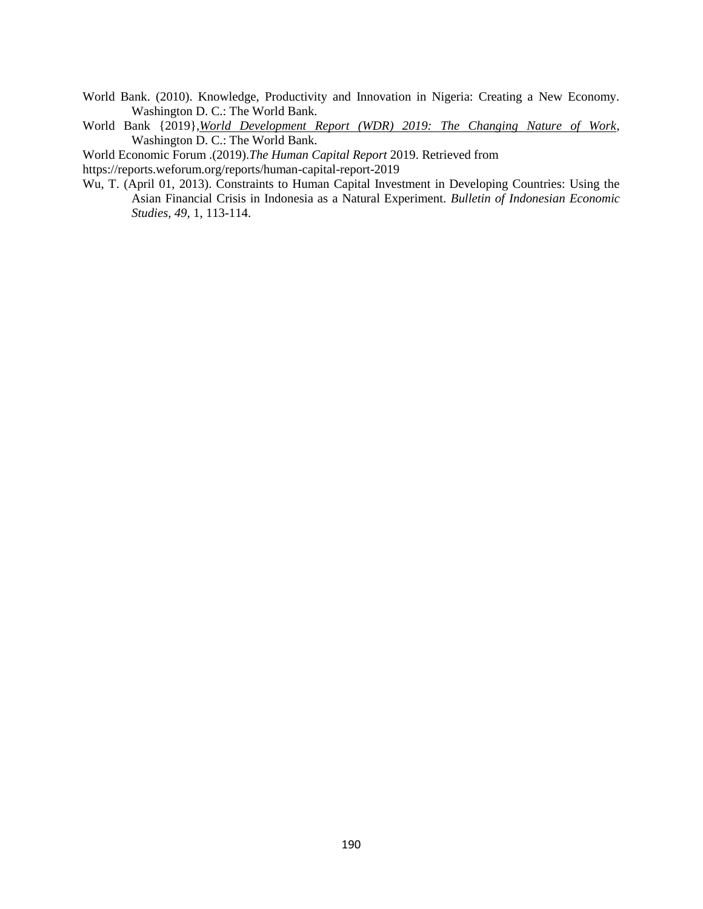World Bank. (2010). Knowledge, Productivity and Innovation in Nigeria: Creating a New Economy. Washington D. C.: The World Bank.

World Bank {2019},*World Development Report (WDR) 2019: The Changing Nature of Work*, Washington D. C.: The World Bank.

World Economic Forum .(2019).*The Human Capital Report* 2019. Retrieved from https://reports.weforum.org/reports/human-capital-report-2019

Wu, T. (April 01, 2013). Constraints to Human Capital Investment in Developing Countries: Using the Asian Financial Crisis in Indonesia as a Natural Experiment. *Bulletin of Indonesian Economic Studies, 49*, 1, 113-114.